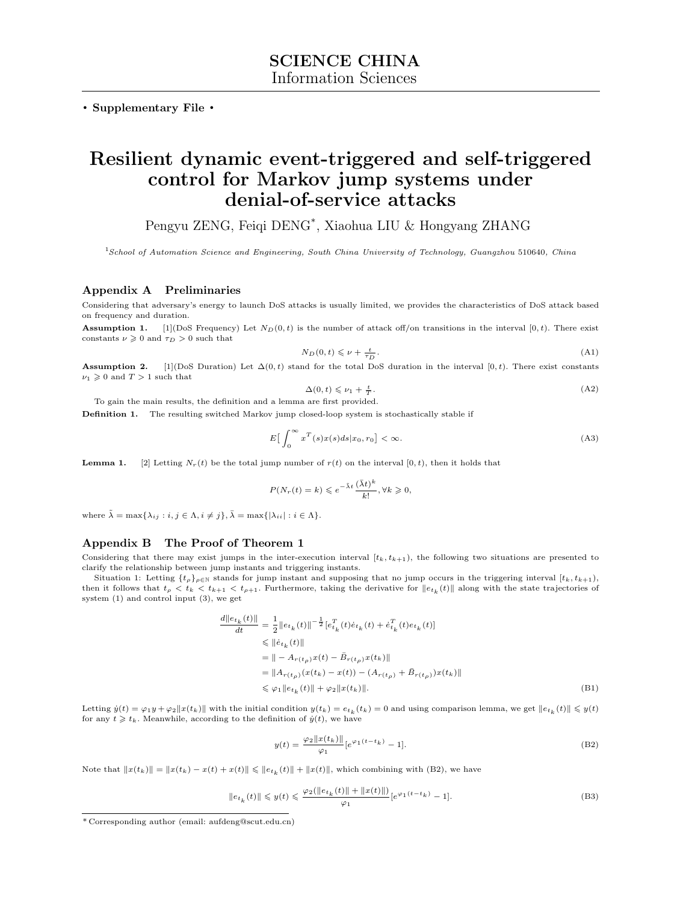**SCIENCE CHINA**
Information Sciences

• **Supplementary File** •

# Resilient dynamic event-triggered and self-triggered control for Markov jump systems under denial-of-service attacks

Pengyu ZENG, Feiqi DENG*, Xiaohua LIU & Hongyang ZHANG

[1]*School of Automation Science and Engineering, South China University of Technology, Guangzhou 510640, China*

## Appendix A Preliminaries

Considering that adversary's energy to launch DoS attacks is usually limited, we provides the characteristics of DoS attack based on frequency and duration.

**Assumption 1.** [1](DoS Frequency) Let $N_D(0,t)$ is the number of attack off/on transitions in the interval $[0,t)$. There exist constants $\nu \geqslant 0$ and $\tau_D > 0$ such that

$$N_D(0,t) \leqslant \nu + \tfrac{t}{\tau_D}. \tag{A1}$$

**Assumption 2.** [1](DoS Duration) Let $\Delta(0,t)$ stand for the total DoS duration in the interval $[0,t)$. There exist constants $\nu_1 \geqslant 0$ and $T > 1$ such that

$$\Delta(0,t) \leqslant \nu_1 + \tfrac{t}{T}. \tag{A2}$$

To gain the main results, the definition and a lemma are first provided.

**Definition 1.** The resulting switched Markov jump closed-loop system is stochastically stable if

$$E\big[\int_0^\infty x^T(s)x(s)ds|x_0, r_0\big] < \infty. \tag{A3}$$

**Lemma 1.** [2] Letting $N_r(t)$ be the total jump number of $r(t)$ on the interval $[0,t)$, then it holds that

$$P(N_r(t) = k) \leqslant e^{-\tilde{\lambda}t}\frac{(\bar{\lambda}t)^k}{k!}, \forall k \geqslant 0,$$

where $\tilde{\lambda} = \max\{\lambda_{ij} : i, j \in \Lambda, i \neq j\}$, $\bar{\lambda} = \max\{|\lambda_{ii}| : i \in \Lambda\}$.

## Appendix B The Proof of Theorem 1

Considering that there may exist jumps in the inter-execution interval $[t_k, t_{k+1})$, the following two situations are presented to clarify the relationship between jump instants and triggering instants.

Situation 1: Letting $\{t_\rho\}_{\rho\in\mathbb{N}}$ stands for jump instant and supposing that no jump occurs in the triggering interval $[t_k, t_{k+1})$, then it follows that $t_\rho < t_k < t_{k+1} < t_{\rho+1}$. Furthermore, taking the derivative for $\|e_{t_k}(t)\|$ along with the state trajectories of system (1) and control input (3), we get

$$\begin{aligned}
\frac{d\|e_{t_k}(t)\|}{dt} &= \frac{1}{2}\|e_{t_k}(t)\|^{-\frac{1}{2}}[e_{t_k}^T(t)\dot{e}_{t_k}(t) + \dot{e}_{t_k}^T(t)e_{t_k}(t)] \\
&\leqslant \|\dot{e}_{t_k}(t)\| \\
&= \| - A_{r(t_\rho)}x(t) - \bar{B}_{r(t_\rho)}x(t_k)\| \\
&= \|A_{r(t_\rho)}(x(t_k) - x(t)) - (A_{r(t_\rho)} + \bar{B}_{r(t_\rho)})x(t_k)\| \\
&\leqslant \varphi_1\|e_{t_k}(t)\| + \varphi_2\|x(t_k)\|.
\end{aligned} \tag{B1}$$

Letting $\dot{y}(t) = \varphi_1 y + \varphi_2\|x(t_k)\|$ with the initial condition $y(t_k) = e_{t_k}(t_k) = 0$ and using comparison lemma, we get $\|e_{t_k}(t)\| \leqslant y(t)$ for any $t \geqslant t_k$. Meanwhile, according to the definition of $\dot{y}(t)$, we have

$$y(t) = \frac{\varphi_2\|x(t_k)\|}{\varphi_1}[e^{\varphi_1(t-t_k)} - 1]. \tag{B2}$$

Note that $\|x(t_k)\| = \|x(t_k) - x(t) + x(t)\| \leqslant \|e_{t_k}(t)\| + \|x(t)\|$, which combining with (B2), we have

$$\|e_{t_k}(t)\| \leqslant y(t) \leqslant \frac{\varphi_2(\|e_{t_k}(t)\| + \|x(t)\|)}{\varphi_1}[e^{\varphi_1(t-t_k)} - 1]. \tag{B3}$$

---

* Corresponding author (email: aufdeng@scut.edu.cn)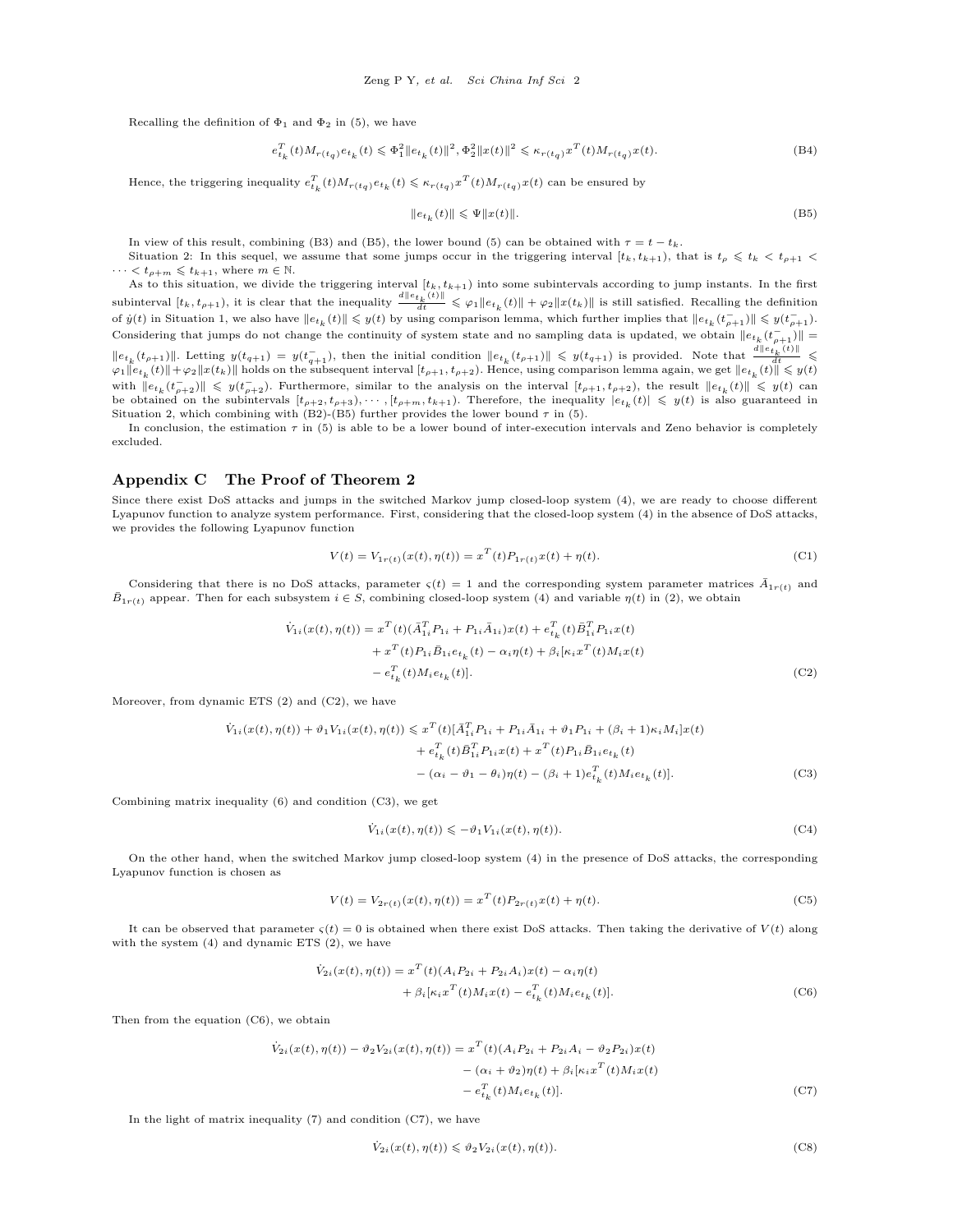Recalling the definition of $\Phi_1$ and $\Phi_2$ in (5), we have

$$e_{t_k}^T(t)M_{r(t_q)}e_{t_k}(t) \leqslant \Phi_1^2\|e_{t_k}(t)\|^2, \Phi_2^2\|x(t)\|^2 \leqslant \kappa_{r(t_q)}x^T(t)M_{r(t_q)}x(t). \tag{B4}$$

Hence, the triggering inequality $e_{t_k}^T(t)M_{r(t_q)}e_{t_k}(t) \leqslant \kappa_{r(t_q)}x^T(t)M_{r(t_q)}x(t)$ can be ensured by

$$\|e_{t_k}(t)\| \leqslant \Psi\|x(t)\|. \tag{B5}$$

In view of this result, combining (B3) and (B5), the lower bound (5) can be obtained with $\tau = t - t_k$.

Situation 2: In this sequel, we assume that some jumps occur in the triggering interval $[t_k, t_{k+1})$, that is $t_\rho \leqslant t_k < t_{\rho+1} < \cdots < t_{\rho+m} \leqslant t_{k+1}$, where $m \in \mathbb{N}$.

As to this situation, we divide the triggering interval $[t_k, t_{k+1})$ into some subintervals according to jump instants. In the first subinterval $[t_k, t_{\rho+1})$, it is clear that the inequality $\frac{d\|e_{t_k}(t)\|}{dt} \leqslant \varphi_1\|e_{t_k}(t)\| + \varphi_2\|x(t_k)\|$ is still satisfied. Recalling the definition of $\dot{y}(t)$ in Situation 1, we also have $\|e_{t_k}(t)\| \leqslant y(t)$ by using comparison lemma, which further implies that $\|e_{t_k}(t_{\rho+1}^-)\| \leqslant y(t_{\rho+1}^-)$. Considering that jumps do not change the continuity of system state and no sampling data is updated, we obtain $\|e_{t_k}(t_{\rho+1}^-)\| = \|e_{t_k}(t_{\rho+1})\|$. Letting $y(t_{q+1}) = y(t_{q+1}^-)$, then the initial condition $\|e_{t_k}(t_{\rho+1})\| \leqslant y(t_{q+1})$ is provided. Note that $\frac{d\|e_{t_k}(t)\|}{dt} \leqslant \varphi_1\|e_{t_k}(t)\| + \varphi_2\|x(t_k)\|$ holds on the subsequent interval $[t_{\rho+1}, t_{\rho+2})$. Hence, using comparison lemma again, we get $\|e_{t_k}(t)\| \leqslant y(t)$ with $\|e_{t_k}(t_{\rho+2}^-)\| \leqslant y(t_{\rho+2}^-)$. Furthermore, similar to the analysis on the interval $[t_{\rho+1}, t_{\rho+2})$, the result $\|e_{t_k}(t)\| \leqslant y(t)$ can be obtained on the subintervals $[t_{\rho+2}, t_{\rho+3}), \cdots, [t_{\rho+m}, t_{k+1})$. Therefore, the inequality $|e_{t_k}(t)| \leqslant y(t)$ is also guaranteed in Situation 2, which combining with (B2)-(B5) further provides the lower bound $\tau$ in (5).

In conclusion, the estimation $\tau$ in (5) is able to be a lower bound of inter-execution intervals and Zeno behavior is completely excluded.

## Appendix C The Proof of Theorem 2

Since there exist DoS attacks and jumps in the switched Markov jump closed-loop system (4), we are ready to choose different Lyapunov function to analyze system performance. First, considering that the closed-loop system (4) in the absence of DoS attacks, we provides the following Lyapunov function

$$V(t) = V_{1r(t)}(x(t), \eta(t)) = x^T(t)P_{1r(t)}x(t) + \eta(t). \tag{C1}$$

Considering that there is no DoS attacks, parameter $\varsigma(t) = 1$ and the corresponding system parameter matrices $\bar{A}_{1r(t)}$ and $\bar{B}_{1r(t)}$ appear. Then for each subsystem $i \in S$, combining closed-loop system (4) and variable $\eta(t)$ in (2), we obtain

$$\begin{aligned}\dot{V}_{1i}(x(t), \eta(t)) = x^T(t)(\bar{A}_{1i}^T P_{1i} + P_{1i}\bar{A}_{1i})x(t) + e_{t_k}^T(t)\bar{B}_{1i}^T P_{1i}x(t) \\ + x^T(t)P_{1i}\bar{B}_{1i}e_{t_k}(t) - \alpha_i\eta(t) + \beta_i[\kappa_i x^T(t)M_i x(t) \\ - e_{t_k}^T(t)M_i e_{t_k}(t)].\end{aligned} \tag{C2}$$

Moreover, from dynamic ETS (2) and (C2), we have

$$\begin{aligned}\dot{V}_{1i}(x(t), \eta(t)) + \vartheta_1 V_{1i}(x(t), \eta(t)) \leqslant x^T(t)[\bar{A}_{1i}^T P_{1i} + P_{1i}\bar{A}_{1i} + \vartheta_1 P_{1i} + (\beta_i + 1)\kappa_i M_i]x(t) \\ + e_{t_k}^T(t)\bar{B}_{1i}^T P_{1i}x(t) + x^T(t)P_{1i}\bar{B}_{1i}e_{t_k}(t) \\ - (\alpha_i - \vartheta_1 - \theta_i)\eta(t) - (\beta_i + 1)e_{t_k}^T(t)M_i e_{t_k}(t)].\end{aligned} \tag{C3}$$

Combining matrix inequality (6) and condition (C3), we get

$$\dot{V}_{1i}(x(t), \eta(t)) \leqslant -\vartheta_1 V_{1i}(x(t), \eta(t)). \tag{C4}$$

On the other hand, when the switched Markov jump closed-loop system (4) in the presence of DoS attacks, the corresponding Lyapunov function is chosen as

$$V(t) = V_{2r(t)}(x(t), \eta(t)) = x^T(t)P_{2r(t)}x(t) + \eta(t). \tag{C5}$$

It can be observed that parameter $\varsigma(t) = 0$ is obtained when there exist DoS attacks. Then taking the derivative of $V(t)$ along with the system (4) and dynamic ETS (2), we have

$$\begin{aligned}\dot{V}_{2i}(x(t), \eta(t)) = x^T(t)(A_i P_{2i} + P_{2i}A_i)x(t) - \alpha_i\eta(t) \\ + \beta_i[\kappa_i x^T(t)M_i x(t) - e_{t_k}^T(t)M_i e_{t_k}(t)].\end{aligned} \tag{C6}$$

Then from the equation (C6), we obtain

$$\begin{aligned}\dot{V}_{2i}(x(t), \eta(t)) - \vartheta_2 V_{2i}(x(t), \eta(t)) = x^T(t)(A_i P_{2i} + P_{2i}A_i - \vartheta_2 P_{2i})x(t) \\ - (\alpha_i + \vartheta_2)\eta(t) + \beta_i[\kappa_i x^T(t)M_i x(t) \\ - e_{t_k}^T(t)M_i e_{t_k}(t)].\end{aligned} \tag{C7}$$

In the light of matrix inequality (7) and condition (C7), we have

$$\dot{V}_{2i}(x(t), \eta(t)) \leqslant \vartheta_2 V_{2i}(x(t), \eta(t)). \tag{C8}$$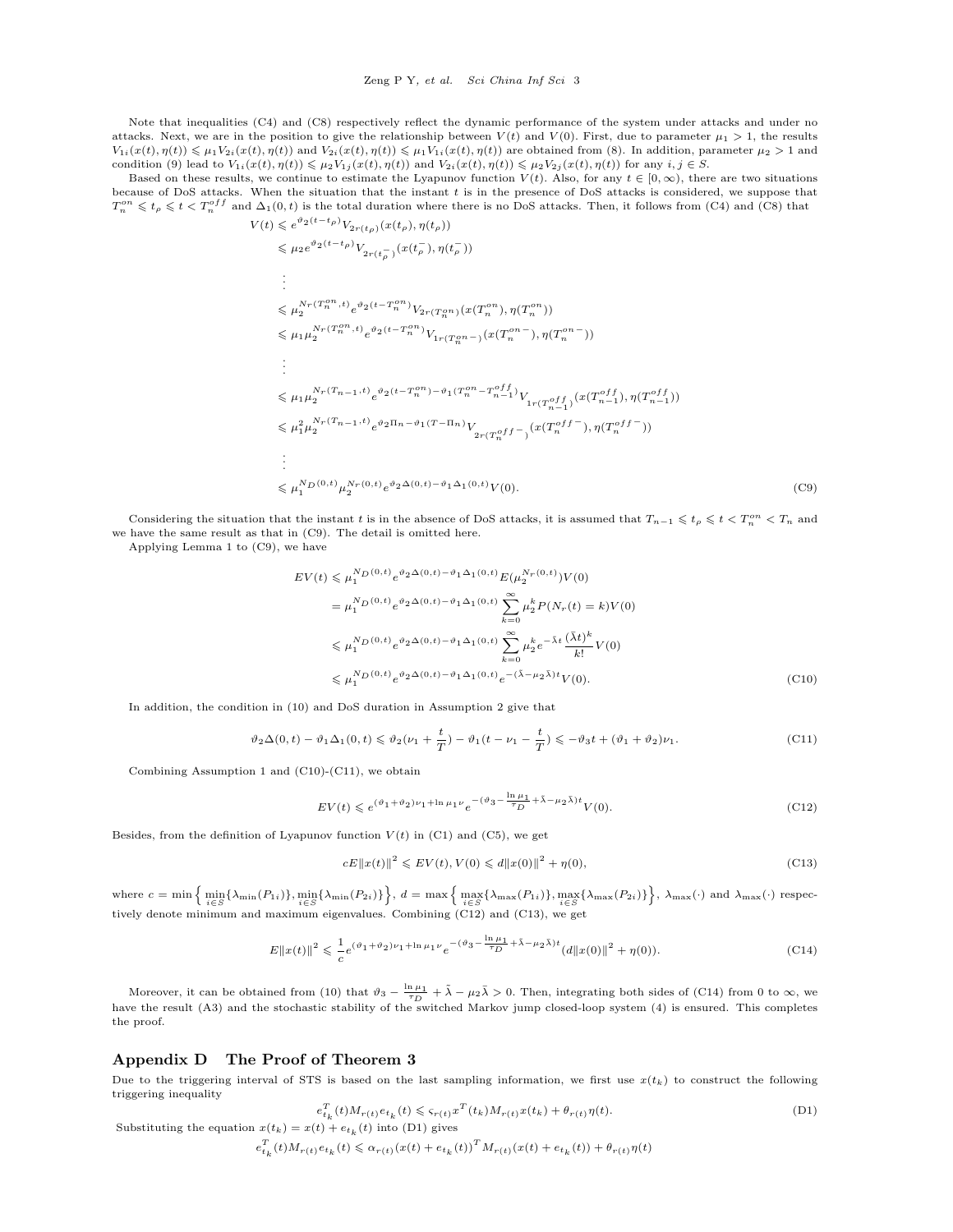Note that inequalities (C4) and (C8) respectively reflect the dynamic performance of the system under attacks and under no attacks. Next, we are in the position to give the relationship between $V(t)$ and $V(0)$. First, due to parameter $\mu_1 > 1$, the results $V_{1i}(x(t), \eta(t)) \leqslant \mu_1 V_{2i}(x(t), \eta(t))$ and $V_{2i}(x(t), \eta(t)) \leqslant \mu_1 V_{1i}(x(t), \eta(t))$ are obtained from (8). In addition, parameter $\mu_2 > 1$ and condition (9) lead to $V_{1i}(x(t), \eta(t)) \leqslant \mu_2 V_{1j}(x(t), \eta(t))$ and $V_{2i}(x(t), \eta(t)) \leqslant \mu_2 V_{2j}(x(t), \eta(t))$ for any $i, j \in S$.

Based on these results, we continue to estimate the Lyapunov function $V(t)$. Also, for any $t \in [0, \infty)$, there are two situations because of DoS attacks. When the situation that the instant $t$ is in the presence of DoS attacks is considered, we suppose that $T_n^{on} \leqslant t_\rho \leqslant t < T_n^{off}$ and $\Delta_1(0,t)$ is the total duration where there is no DoS attacks. Then, it follows from (C4) and (C8) that

$$
\begin{aligned}
V(t) &\leqslant e^{\vartheta_2(t-t_\rho)} V_{2r(t_\rho)}(x(t_\rho), \eta(t_\rho)) \\
&\leqslant \mu_2 e^{\vartheta_2(t-t_\rho)} V_{2r(t_\rho^-)}(x(t_\rho^-), \eta(t_\rho^-)) \\
&\vdots \\
&\leqslant \mu_2^{N_r(T_n^{on},t)} e^{\vartheta_2(t-T_n^{on})} V_{2r(T_n^{on})}(x(T_n^{on}), \eta(T_n^{on})) \\
&\leqslant \mu_1 \mu_2^{N_r(T_n^{on},t)} e^{\vartheta_2(t-T_n^{on})} V_{1r(T_n^{on}-)}(x(T_n^{on-}), \eta(T_n^{on-})) \\
&\vdots \\
&\leqslant \mu_1 \mu_2^{N_r(T_{n-1},t)} e^{\vartheta_2(t-T_n^{on})-\vartheta_1(T_n^{on}-T_{n-1}^{off})} V_{1r(T_{n-1}^{off})}(x(T_{n-1}^{off}), \eta(T_{n-1}^{off})) \\
&\leqslant \mu_1^2 \mu_2^{N_r(T_{n-1},t)} e^{\vartheta_2 \Pi_n - \vartheta_1(T-\Pi_n)} V_{2r(T_n^{off}-)}(x(T_n^{off-}), \eta(T_n^{off-})) \\
&\vdots \\
&\leqslant \mu_1^{N_D(0,t)} \mu_2^{N_r(0,t)} e^{\vartheta_2 \Delta(0,t) - \vartheta_1 \Delta_1(0,t)} V(0).
\end{aligned} \tag{C9}
$$

Considering the situation that the instant $t$ is in the absence of DoS attacks, it is assumed that $T_{n-1} \leqslant t_\rho \leqslant t < T_n^{on} < T_n$ and we have the same result as that in (C9). The detail is omitted here.

Applying Lemma 1 to (C9), we have

$$
\begin{aligned}
EV(t) &\leqslant \mu_1^{N_D(0,t)} e^{\vartheta_2 \Delta(0,t) - \vartheta_1 \Delta_1(0,t)} E(\mu_2^{N_r(0,t)}) V(0) \\
&= \mu_1^{N_D(0,t)} e^{\vartheta_2 \Delta(0,t) - \vartheta_1 \Delta_1(0,t)} \sum_{k=0}^{\infty} \mu_2^k P(N_r(t) = k) V(0) \\
&\leqslant \mu_1^{N_D(0,t)} e^{\vartheta_2 \Delta(0,t) - \vartheta_1 \Delta_1(0,t)} \sum_{k=0}^{\infty} \mu_2^k e^{-\bar{\lambda} t} \frac{(\bar{\lambda} t)^k}{k!} V(0) \\
&\leqslant \mu_1^{N_D(0,t)} e^{\vartheta_2 \Delta(0,t) - \vartheta_1 \Delta_1(0,t)} e^{-(\bar{\lambda} - \mu_2 \bar{\lambda}) t} V(0).
\end{aligned} \tag{C10}
$$

In addition, the condition in (10) and DoS duration in Assumption 2 give that

$$
\vartheta_2 \Delta(0,t) - \vartheta_1 \Delta_1(0,t) \leqslant \vartheta_2(\nu_1 + \frac{t}{T}) - \vartheta_1(t - \nu_1 - \frac{t}{T}) \leqslant -\vartheta_3 t + (\vartheta_1 + \vartheta_2)\nu_1. \tag{C11}
$$

Combining Assumption 1 and (C10)-(C11), we obtain

$$
EV(t) \leqslant e^{(\vartheta_1 + \vartheta_2)\nu_1 + \ln \mu_1 \nu} e^{-(\vartheta_3 - \frac{\ln \mu_1}{\tau_D} + \bar{\lambda} - \mu_2 \bar{\lambda}) t} V(0). \tag{C12}
$$

Besides, from the definition of Lyapunov function $V(t)$ in (C1) and (C5), we get

$$
cE\|x(t)\|^2 \leqslant EV(t), V(0) \leqslant d\|x(0)\|^2 + \eta(0), \tag{C13}
$$

where $c = \min\Big\{ \min_{i \in S}\{\lambda_{\min}(P_{1i})\}, \min_{i \in S}\{\lambda_{\min}(P_{2i})\} \Big\}$, $d = \max\Big\{ \max_{i \in S}\{\lambda_{\max}(P_{1i})\}, \max_{i \in S}\{\lambda_{\max}(P_{2i})\} \Big\}$, $\lambda_{\max}(\cdot)$ and $\lambda_{\max}(\cdot)$ respectively denote minimum and maximum eigenvalues. Combining (C12) and (C13), we get

$$
E\|x(t)\|^2 \leqslant \frac{1}{c} e^{(\vartheta_1 + \vartheta_2)\nu_1 + \ln \mu_1 \nu} e^{-(\vartheta_3 - \frac{\ln \mu_1}{\tau_D} + \bar{\lambda} - \mu_2 \bar{\lambda}) t} (d\|x(0)\|^2 + \eta(0)). \tag{C14}
$$

Moreover, it can be obtained from (10) that $\vartheta_3 - \frac{\ln \mu_1}{\tau_D} + \bar{\lambda} - \mu_2 \bar{\lambda} > 0$. Then, integrating both sides of (C14) from 0 to $\infty$, we have the result (A3) and the stochastic stability of the switched Markov jump closed-loop system (4) is ensured. This completes the proof.

## Appendix D The Proof of Theorem 3

Due to the triggering interval of STS is based on the last sampling information, we first use $x(t_k)$ to construct the following triggering inequality

$$
e_{t_k}^T(t) M_{r(t)} e_{t_k}(t) \leqslant \varsigma_{r(t)} x^T(t_k) M_{r(t)} x(t_k) + \theta_{r(t)} \eta(t). \tag{D1}
$$

Substituting the equation $x(t_k) = x(t) + e_{t_k}(t)$ into (D1) gives

$$
e_{t_k}^T(t) M_{r(t)} e_{t_k}(t) \leqslant \alpha_{r(t)} (x(t) + e_{t_k}(t))^T M_{r(t)} (x(t) + e_{t_k}(t)) + \theta_{r(t)} \eta(t)
$$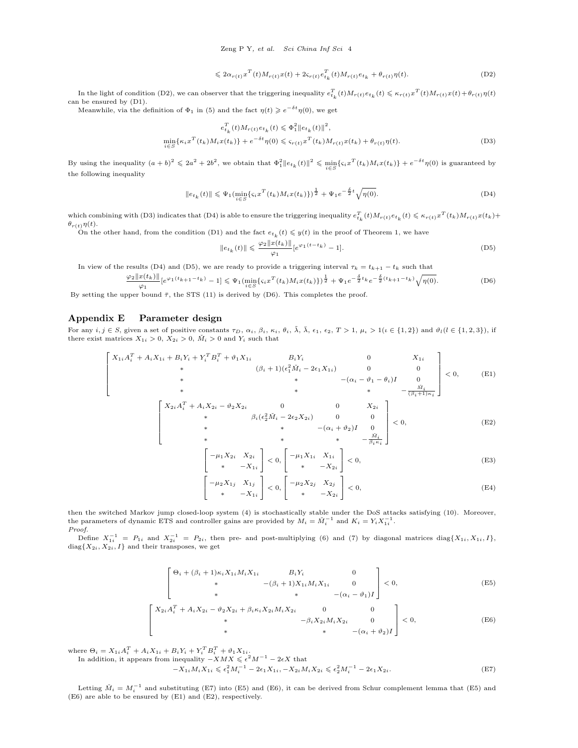$$\leqslant 2\alpha_{r(t)}x^T(t)M_{r(t)}x(t) + 2\varsigma_{r(t)}e^T_{t_k}(t)M_{r(t)}e_{t_k} + \theta_{r(t)}\eta(t). \tag{D2}$$

In the light of condition (D2), we can observer that the triggering inequality $e^T_{t_k}(t)M_{r(t)}e_{t_k}(t) \leqslant \kappa_{r(t)}x^T(t)M_{r(t)}x(t)+\theta_{r(t)}\eta(t)$ can be ensured by (D1).

Meanwhile, via the definition of $\Phi_1$ in (5) and the fact $\eta(t) \geqslant e^{-\delta t}\eta(0)$, we get

$$\begin{aligned} e^T_{t_k}(t)M_{r(t)}e_{t_k}(t) &\leqslant \Phi_1^2\|e_{t_k}(t)\|^2, \\ \min_{i\in S}\{\kappa_i x^T(t_k)M_i x(t_k)\} + e^{-\delta t}\eta(0) &\leqslant \varsigma_{r(t)}x^T(t_k)M_{r(t)}x(t_k) + \theta_{r(t)}\eta(t). \end{aligned} \tag{D3}$$

By using the inequality $(a+b)^2 \leqslant 2a^2+2b^2$, we obtain that $\Phi_1^2\|e_{t_k}(t)\|^2 \leqslant \min_{i\in S}\{\varsigma_i x^T(t_k)M_i x(t_k)\} + e^{-\delta t}\eta(0)$ is guaranteed by the following inequality

$$\|e_{t_k}(t)\| \leqslant \Psi_1(\min_{i\in S}\{\varsigma_i x^T(t_k)M_i x(t_k)\})^{\frac{1}{2}} + \Psi_1 e^{-\frac{\delta}{2}t}\sqrt{\eta(0)}. \tag{D4}$$

which combining with (D3) indicates that (D4) is able to ensure the triggering inequality $e^T_{t_k}(t)M_{r(t)}e_{t_k}(t) \leqslant \kappa_{r(t)}x^T(t_k)M_{r(t)}x(t_k)+\theta_{r(t)}\eta(t)$.

On the other hand, from the condition (D1) and the fact $e_{t_k}(t) \leqslant y(t)$ in the proof of Theorem 1, we have

$$\|e_{t_k}(t)\| \leqslant \frac{\varphi_2\|x(t_k)\|}{\varphi_1}[e^{\varphi_1(t-t_k)}-1]. \tag{D5}$$

In view of the results (D4) and (D5), we are ready to provide a triggering interval $\tau_k = t_{k+1}-t_k$ such that

$$\frac{\varphi_2\|x(t_k)\|}{\varphi_1}[e^{\varphi_1(t_{k+1}-t_k)}-1] \leqslant \Psi_1(\min_{i\in S}\{\varsigma_i x^T(t_k)M_i x(t_k)\})^{\frac{1}{2}} + \Psi_1 e^{-\frac{\delta}{2}t_k}e^{-\frac{\delta}{2}(t_{k+1}-t_k)}\sqrt{\eta(0)}. \tag{D6}$$

By setting the upper bound $\bar{\tau}$, the STS (11) is derived by (D6). This completes the proof.

## Appendix E Parameter design

For any $i,j \in S$, given a set of positive constants $\tau_D$, $\alpha_i$, $\beta_i$, $\kappa_i$, $\theta_i$, $\tilde{\lambda}$, $\bar{\lambda}$, $\epsilon_1$, $\epsilon_2$, $T>1$, $\mu_\iota > 1 (\iota \in \{1,2\})$ and $\vartheta_l (l \in \{1,2,3\})$, if there exist matrices $X_{1i}>0$, $X_{2i}>0$, $\check{M}_i>0$ and $Y_i$ such that

$$\begin{bmatrix} X_{1i}A_i^T + A_iX_{1i} + B_iY_i + Y_i^TB_i^T + \vartheta_1X_{1i} & B_iY_i & 0 & X_{1i} \\ * & (\beta_i+1)(\epsilon_1^2\check{M}_i - 2\epsilon_1X_{1i}) & 0 & 0 \\ * & * & -(\alpha_i - \vartheta_1 - \theta_i)I & 0 \\ * & * & * & -\frac{\check{M}_i}{(\beta_i+1)\kappa_i} \end{bmatrix} < 0, \tag{E1}$$

$$\begin{bmatrix} X_{2i}A_i^T + A_iX_{2i} - \vartheta_2X_{2i} & 0 & 0 & X_{2i} \\ * & \beta_i(\epsilon_2^2\check{M}_i - 2\epsilon_2X_{2i}) & 0 & 0 \\ * & * & -(\alpha_i+\vartheta_2)I & 0 \\ * & * & * & -\frac{\check{M}_i}{\beta_i\kappa_i} \end{bmatrix} < 0, \tag{E2}$$

$$\begin{bmatrix} -\mu_1X_{2i} & X_{2i} \\ * & -X_{1i} \end{bmatrix} < 0, \begin{bmatrix} -\mu_1X_{1i} & X_{1i} \\ * & -X_{2i} \end{bmatrix} < 0, \tag{E3}$$

$$\begin{bmatrix} -\mu_2X_{1j} & X_{1j} \\ * & -X_{1i} \end{bmatrix} < 0, \begin{bmatrix} -\mu_2X_{2j} & X_{2j} \\ * & -X_{2i} \end{bmatrix} < 0, \tag{E4}$$

then the switched Markov jump closed-loop system (4) is stochastically stable under the DoS attacks satisfying (10). Moreover, the parameters of dynamic ETS and controller gains are provided by $M_i = \check{M}_i^{-1}$ and $K_i = Y_iX_{1i}^{-1}$.

*Proof.*

Define $X_{1i}^{-1} = P_{1i}$ and $X_{2i}^{-1} = P_{2i}$, then pre- and post-multiplying (6) and (7) by diagonal matrices $\mathrm{diag}\{X_{1i}, X_{1i}, I\}$, $\mathrm{diag}\{X_{2i}, X_{2i}, I\}$ and their transposes, we get

$$\begin{bmatrix} \Theta_i + (\beta_i+1)\kappa_iX_{1i}M_iX_{1i} & B_iY_i & 0 \\ * & -(\beta_i+1)X_{1i}M_iX_{1i} & 0 \\ * & * & -(\alpha_i-\vartheta_1)I \end{bmatrix} < 0, \tag{E5}$$

$$\begin{bmatrix} X_{2i}A_i^T + A_iX_{2i} - \vartheta_2X_{2i} + \beta_i\kappa_iX_{2i}M_iX_{2i} & 0 & 0 \\ * & -\beta_iX_{2i}M_iX_{2i} & 0 \\ * & * & -(\alpha_i+\vartheta_2)I \end{bmatrix} < 0, \tag{E6}$$

where $\Theta_i = X_{1i}A_i^T + A_iX_{1i} + B_iY_i + Y_i^TB_i^T + \vartheta_1X_{1i}$.

In addition, it appears from inequality $-XMX \leqslant \epsilon^2M^{-1} - 2\epsilon X$ that

$$-X_{1i}M_iX_{1i} \leqslant \epsilon_1^2M_i^{-1} - 2\epsilon_1X_{1i}, -X_{2i}M_iX_{2i} \leqslant \epsilon_2^2M_i^{-1} - 2\epsilon_1X_{2i}. \tag{E7}$$

Letting $\check{M}_i = M_i^{-1}$ and substituting (E7) into (E5) and (E6), it can be derived from Schur complement lemma that (E5) and (E6) are able to be ensured by (E1) and (E2), respectively.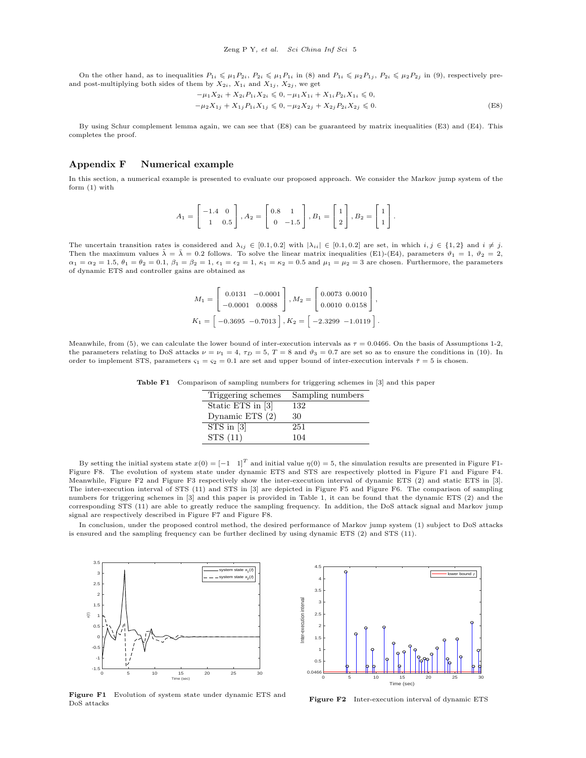On the other hand, as to inequalities $P_{1i} \leqslant \mu_1 P_{2i}$, $P_{2i} \leqslant \mu_1 P_{1i}$ in (8) and $P_{1i} \leqslant \mu_2 P_{1j}$, $P_{2i} \leqslant \mu_2 P_{2j}$ in (9), respectively pre- and post-multiplying both sides of them by $X_{2i}$, $X_{1i}$ and $X_{1j}$, $X_{2j}$, we get

$$
\begin{aligned}
&-\mu_1 X_{2i} + X_{2i} P_{1i} X_{2i} \leqslant 0, -\mu_1 X_{1i} + X_{1i} P_{2i} X_{1i} \leqslant 0, \\
&-\mu_2 X_{1j} + X_{1j} P_{1i} X_{1j} \leqslant 0, -\mu_2 X_{2j} + X_{2j} P_{2i} X_{2j} \leqslant 0.
\end{aligned} \tag{E8}
$$

By using Schur complement lemma again, we can see that (E8) can be guaranteed by matrix inequalities (E3) and (E4). This completes the proof.

## Appendix F Numerical example

In this section, a numerical example is presented to evaluate our proposed approach. We consider the Markov jump system of the form (1) with

$$
A_1 = \begin{bmatrix} -1.4 & 0 \\ 1 & 0.5 \end{bmatrix}, A_2 = \begin{bmatrix} 0.8 & 1 \\ 0 & -1.5 \end{bmatrix}, B_1 = \begin{bmatrix} 1 \\ 2 \end{bmatrix}, B_2 = \begin{bmatrix} 1 \\ 1 \end{bmatrix}.
$$

The uncertain transition rates is considered and $\lambda_{ij} \in [0.1, 0.2]$ with $|\lambda_{ii}| \in [0.1, 0.2]$ are set, in which $i, j \in \{1, 2\}$ and $i \neq j$. Then the maximum values $\tilde{\lambda} = \bar{\lambda} = 0.2$ follows. To solve the linear matrix inequalities (E1)-(E4), parameters $\vartheta_1 = 1$, $\vartheta_2 = 2$, $\alpha_1 = \alpha_2 = 1.5$, $\theta_1 = \theta_2 = 0.1$, $\beta_1 = \beta_2 = 1$, $\epsilon_1 = \epsilon_2 = 1$, $\kappa_1 = \kappa_2 = 0.5$ and $\mu_1 = \mu_2 = 3$ are chosen. Furthermore, the parameters of dynamic ETS and controller gains are obtained as

$$
M_1 = \begin{bmatrix} 0.0131 & -0.0001 \\ -0.0001 & 0.0088 \end{bmatrix}, M_2 = \begin{bmatrix} 0.0073 & 0.0010 \\ 0.0010 & 0.0158 \end{bmatrix},
$$
$$
K_1 = \begin{bmatrix} -0.3695 & -0.7013 \end{bmatrix}, K_2 = \begin{bmatrix} -2.3299 & -1.0119 \end{bmatrix}.
$$

Meanwhile, from (5), we can calculate the lower bound of inter-execution intervals as $\tau = 0.0466$. On the basis of Assumptions 1-2, the parameters relating to DoS attacks $\nu = \nu_1 = 4$, $\tau_D = 5$, $T = 8$ and $\vartheta_3 = 0.7$ are set so as to ensure the conditions in (10). In order to implement STS, parameters $\varsigma_1 = \varsigma_2 = 0.1$ are set and upper bound of inter-execution intervals $\bar{\tau} = 5$ is chosen.

**Table F1** Comparison of sampling numbers for triggering schemes in [3] and this paper

| Triggering schemes | Sampling numbers |
| --- | --- |
| Static ETS in [3] | 132 |
| Dynamic ETS (2) | 30 |
| STS in [3] | 251 |
| STS (11) | 104 |

By setting the initial system state $x(0) = [-1 \quad 1]^T$ and initial value $\eta(0) = 5$, the simulation results are presented in Figure F1-Figure F8. The evolution of system state under dynamic ETS and STS are respectively plotted in Figure F1 and Figure F4. Meanwhile, Figure F2 and Figure F3 respectively show the inter-execution interval of dynamic ETS (2) and static ETS in [3]. The inter-execution interval of STS (11) and STS in [3] are depicted in Figure F5 and Figure F6. The comparison of sampling numbers for triggering schemes in [3] and this paper is provided in Table 1, it can be found that the dynamic ETS (2) and the corresponding STS (11) are able to greatly reduce the sampling frequency. In addition, the DoS attack signal and Markov jump signal are respectively described in Figure F7 and Figure F8.

In conclusion, under the proposed control method, the desired performance of Markov jump system (1) subject to DoS attacks is ensured and the sampling frequency can be further declined by using dynamic ETS (2) and STS (11).

**Figure F1** Evolution of system state under dynamic ETS and DoS attacks

**Figure F2** Inter-execution interval of dynamic ETS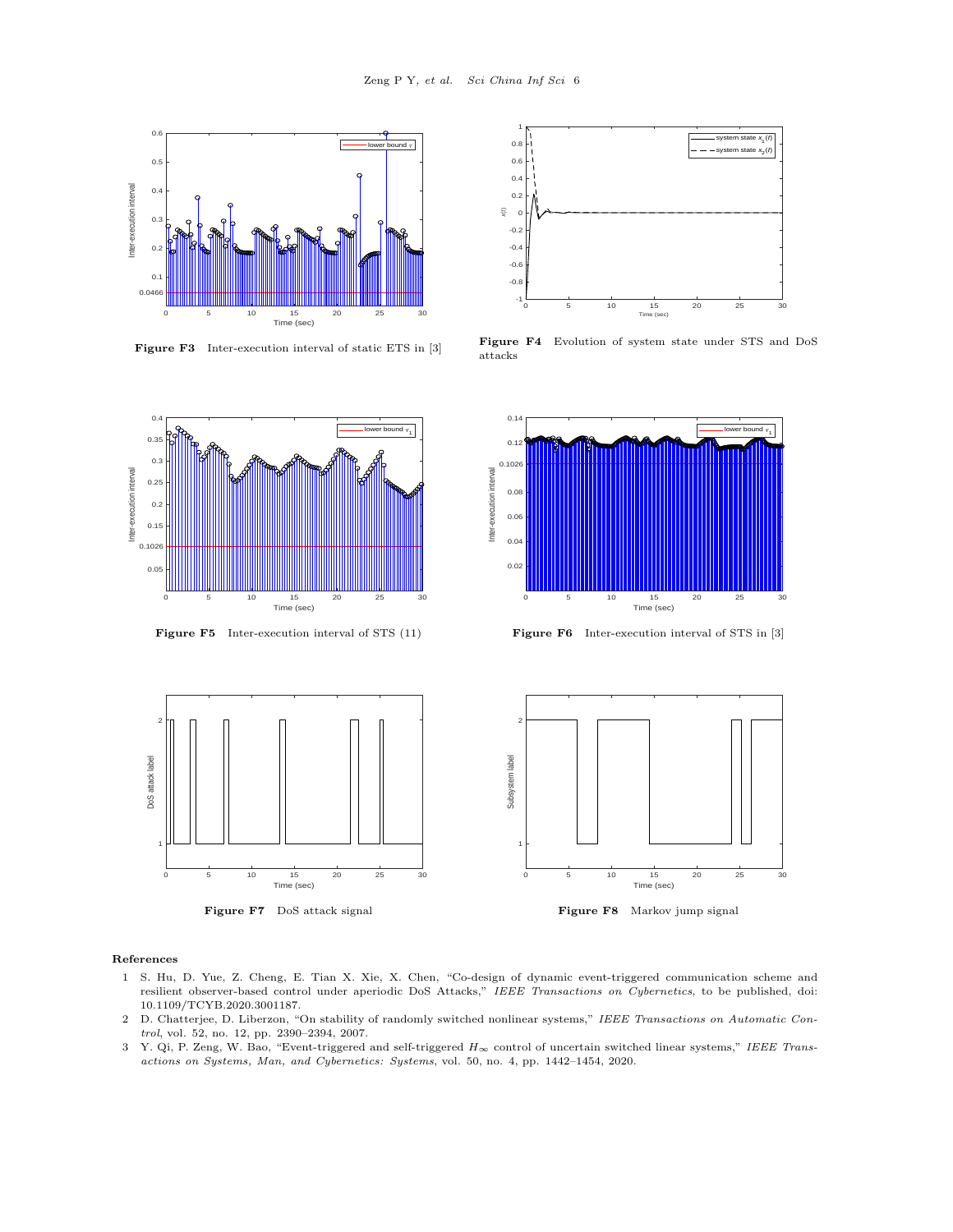0.6
0.5
0.4
0.3
0.2
0.1
0.0466
Inter-execution interval
lower bound $\tau$
0 5 10 15 20 25 30
Time (sec)

**Figure F3** Inter-execution interval of static ETS in [3]

1
0.8
0.6
0.4
0.2
0
-0.2
-0.4
-0.6
-0.8
-1
$x(t)$
system state $x_1(t)$
system state $x_2(t)$
0 5 10 15 20 25 30
Time (sec)

**Figure F4** Evolution of system state under STS and DoS attacks

0.4
0.35
0.3
0.25
0.2
0.15
0.1026
0.05
Inter-execution interval
lower bound $\tau_1$
0 5 10 15 20 25 30
Time (sec)

**Figure F5** Inter-execution interval of STS (11)

0.14
0.12
0.1026
0.08
0.06
0.04
0.02
Inter-execution interval
lower bound $\tau_1$
0 5 10 15 20 25 30
Time (sec)

**Figure F6** Inter-execution interval of STS in [3]

2
1
DoS attack label
0 5 10 15 20 25 30
Time (sec)

**Figure F7** DoS attack signal

2
1
Subsystem label
0 5 10 15 20 25 30
Time (sec)

**Figure F8** Markov jump signal

## References

1. S. Hu, D. Yue, Z. Cheng, E. Tian X. Xie, X. Chen, "Co-design of dynamic event-triggered communication scheme and resilient observer-based control under aperiodic DoS Attacks," *IEEE Transactions on Cybernetics*, to be published, doi: 10.1109/TCYB.2020.3001187.
2. D. Chatterjee, D. Liberzon, "On stability of randomly switched nonlinear systems," *IEEE Transactions on Automatic Control*, vol. 52, no. 12, pp. 2390–2394, 2007.
3. Y. Qi, P. Zeng, W. Bao, "Event-triggered and self-triggered $H_\infty$ control of uncertain switched linear systems," *IEEE Transactions on Systems, Man, and Cybernetics: Systems*, vol. 50, no. 4, pp. 1442–1454, 2020.